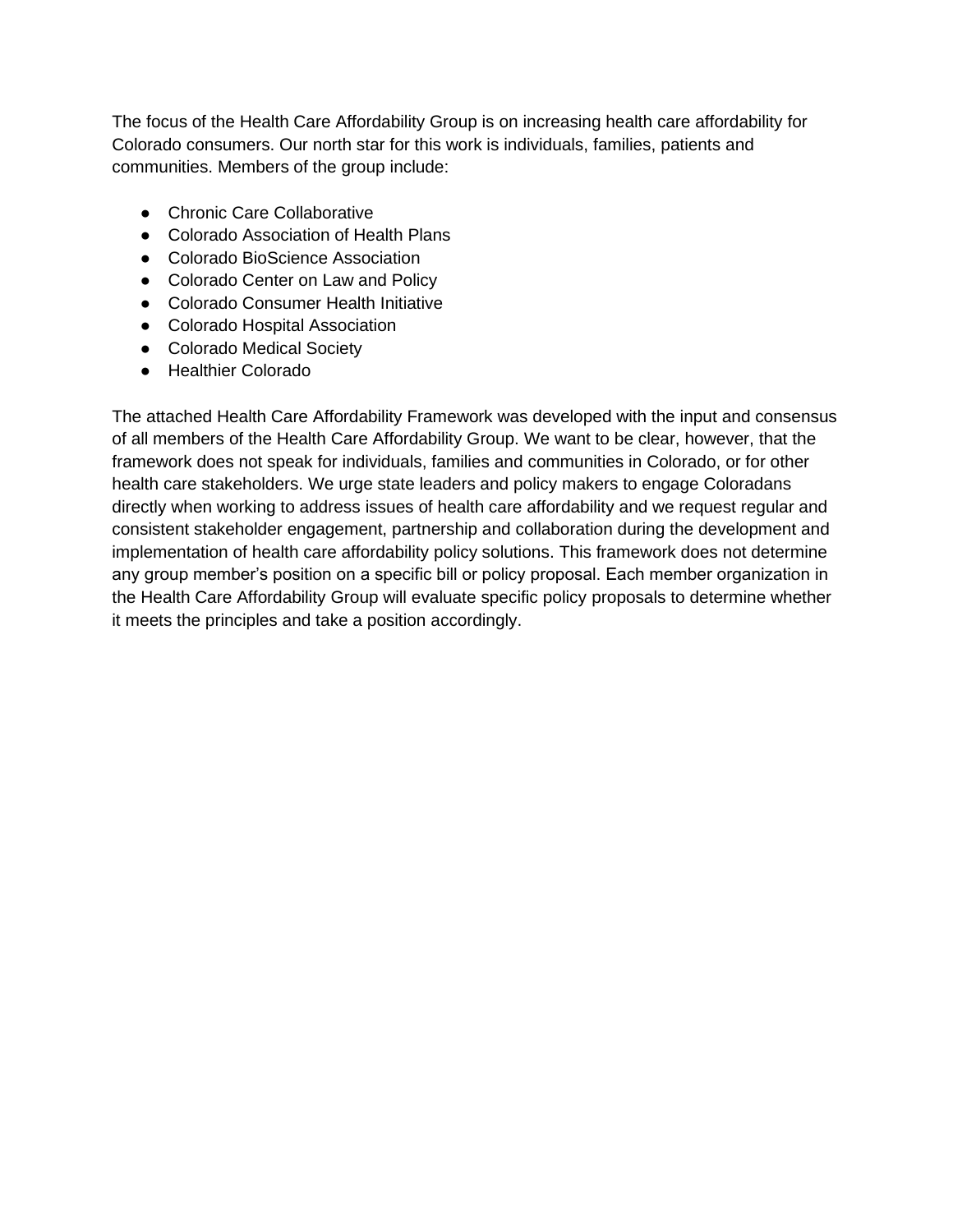The focus of the Health Care Affordability Group is on increasing health care affordability for Colorado consumers. Our north star for this work is individuals, families, patients and communities. Members of the group include:

- Chronic Care Collaborative
- Colorado Association of Health Plans
- Colorado BioScience Association
- Colorado Center on Law and Policy
- Colorado Consumer Health Initiative
- Colorado Hospital Association
- Colorado Medical Society
- Healthier Colorado

The attached Health Care Affordability Framework was developed with the input and consensus of all members of the Health Care Affordability Group. We want to be clear, however, that the framework does not speak for individuals, families and communities in Colorado, or for other health care stakeholders. We urge state leaders and policy makers to engage Coloradans directly when working to address issues of health care affordability and we request regular and consistent stakeholder engagement, partnership and collaboration during the development and implementation of health care affordability policy solutions. This framework does not determine any group member's position on a specific bill or policy proposal. Each member organization in the Health Care Affordability Group will evaluate specific policy proposals to determine whether it meets the principles and take a position accordingly.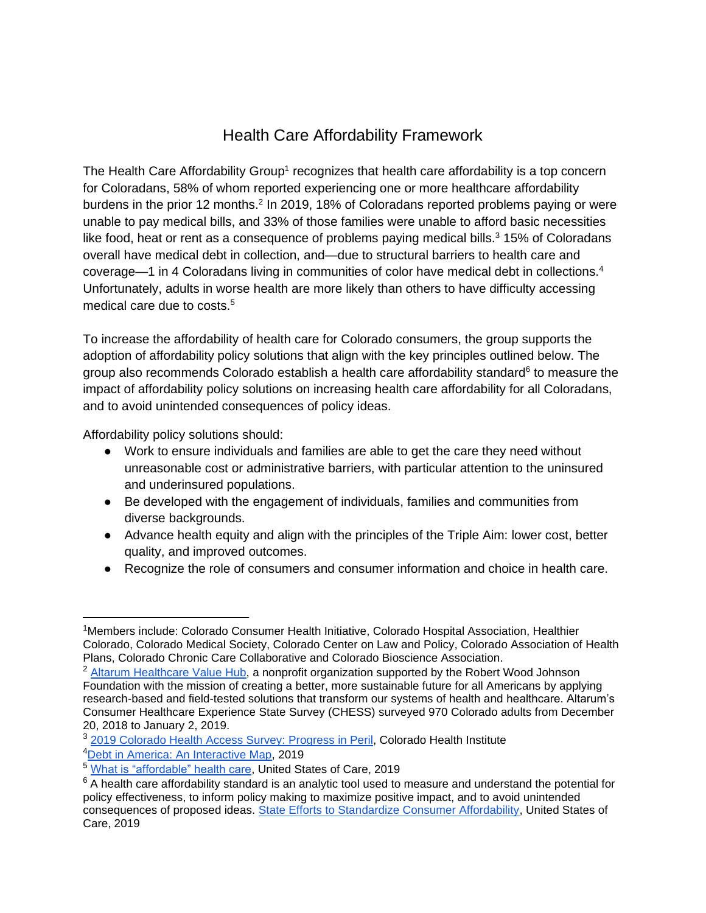# Health Care Affordability Framework

The Health Care Affordability Group[1] recognizes that health care affordability is a top concern for Coloradans, 58% of whom reported experiencing one or more healthcare affordability burdens in the prior 12 months.[2] In 2019, 18% of Coloradans reported problems paying or were unable to pay medical bills, and 33% of those families were unable to afford basic necessities like food, heat or rent as a consequence of problems paying medical bills.[3] 15% of Coloradans overall have medical debt in collection, and—due to structural barriers to health care and coverage—1 in 4 Coloradans living in communities of color have medical debt in collections.[4] Unfortunately, adults in worse health are more likely than others to have difficulty accessing medical care due to costs.[5]

To increase the affordability of health care for Colorado consumers, the group supports the adoption of affordability policy solutions that align with the key principles outlined below. The group also recommends Colorado establish a health care affordability standard[6] to measure the impact of affordability policy solutions on increasing health care affordability for all Coloradans, and to avoid unintended consequences of policy ideas.

Affordability policy solutions should:

- Work to ensure individuals and families are able to get the care they need without unreasonable cost or administrative barriers, with particular attention to the uninsured and underinsured populations.
- Be developed with the engagement of individuals, families and communities from diverse backgrounds.
- Advance health equity and align with the principles of the Triple Aim: lower cost, better quality, and improved outcomes.
- Recognize the role of consumers and consumer information and choice in health care.

---

[1] Members include: Colorado Consumer Health Initiative, Colorado Hospital Association, Healthier Colorado, Colorado Medical Society, Colorado Center on Law and Policy, Colorado Association of Health Plans, Colorado Chronic Care Collaborative and Colorado Bioscience Association.

[2] Altarum Healthcare Value Hub, a nonprofit organization supported by the Robert Wood Johnson Foundation with the mission of creating a better, more sustainable future for all Americans by applying research-based and field-tested solutions that transform our systems of health and healthcare. Altarum's Consumer Healthcare Experience State Survey (CHESS) surveyed 970 Colorado adults from December 20, 2018 to January 2, 2019.

[3] 2019 Colorado Health Access Survey: Progress in Peril, Colorado Health Institute

[4] Debt in America: An Interactive Map, 2019

[5] What is "affordable" health care, United States of Care, 2019

[6] A health care affordability standard is an analytic tool used to measure and understand the potential for policy effectiveness, to inform policy making to maximize positive impact, and to avoid unintended consequences of proposed ideas. State Efforts to Standardize Consumer Affordability, United States of Care, 2019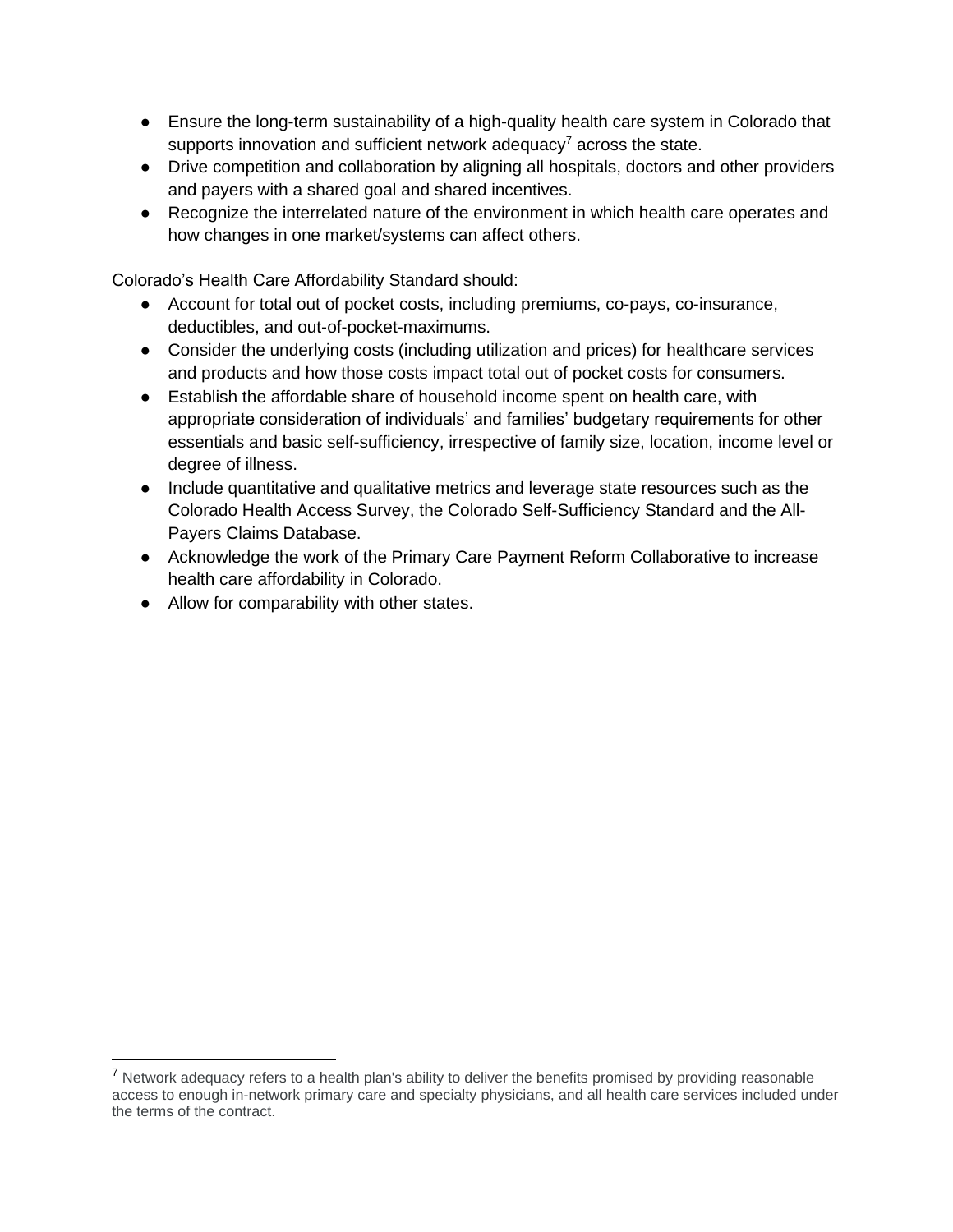- Ensure the long-term sustainability of a high-quality health care system in Colorado that supports innovation and sufficient network adequacy[7] across the state.
- Drive competition and collaboration by aligning all hospitals, doctors and other providers and payers with a shared goal and shared incentives.
- Recognize the interrelated nature of the environment in which health care operates and how changes in one market/systems can affect others.

Colorado's Health Care Affordability Standard should:

- Account for total out of pocket costs, including premiums, co-pays, co-insurance, deductibles, and out-of-pocket-maximums.
- Consider the underlying costs (including utilization and prices) for healthcare services and products and how those costs impact total out of pocket costs for consumers.
- Establish the affordable share of household income spent on health care, with appropriate consideration of individuals' and families' budgetary requirements for other essentials and basic self-sufficiency, irrespective of family size, location, income level or degree of illness.
- Include quantitative and qualitative metrics and leverage state resources such as the Colorado Health Access Survey, the Colorado Self-Sufficiency Standard and the All-Payers Claims Database.
- Acknowledge the work of the Primary Care Payment Reform Collaborative to increase health care affordability in Colorado.
- Allow for comparability with other states.

---

[7] Network adequacy refers to a health plan's ability to deliver the benefits promised by providing reasonable access to enough in-network primary care and specialty physicians, and all health care services included under the terms of the contract.